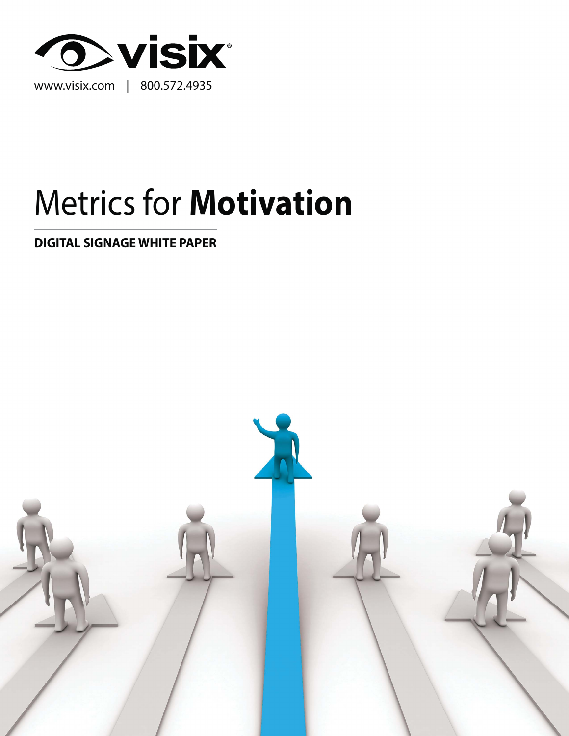visix

www.visix.com | 800.572.4935

# Metrics for **Motivation**

**DIGITAL SIGNAGE WHITE PAPER**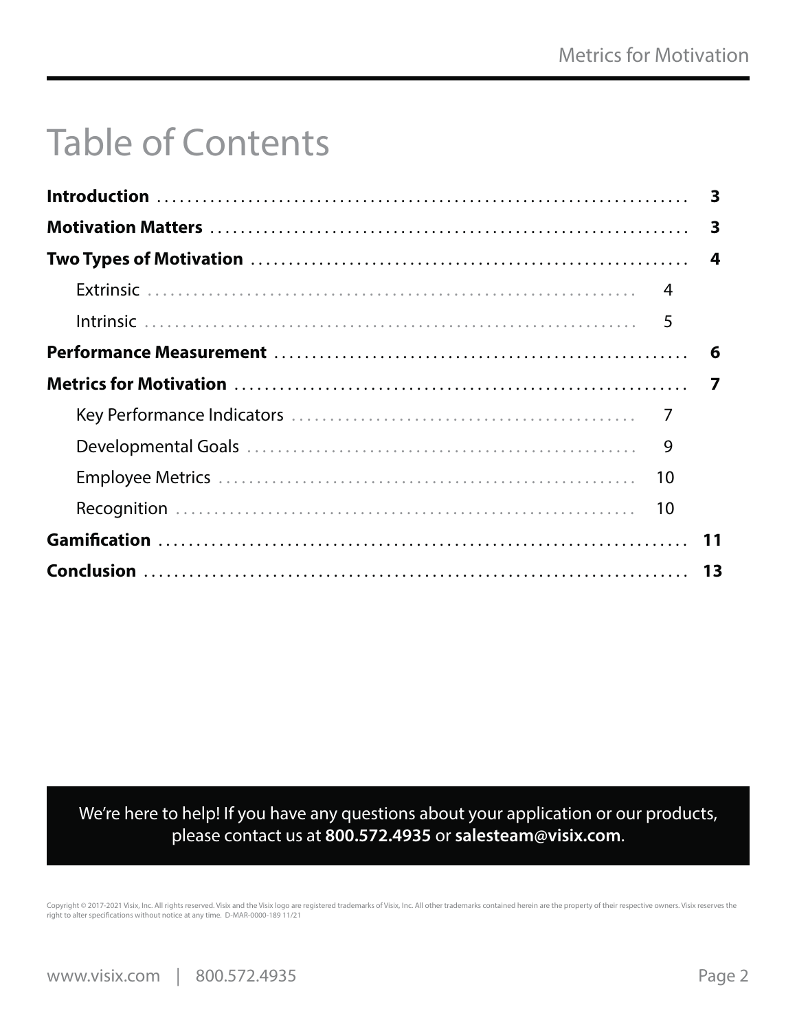# Table of Contents

**Introduction** ........ **3**

**Motivation Matters** ........ **3**

**Two Types of Motivation** ........ **4**

- Extrinsic ........ 4
- Intrinsic ........ 5

**Performance Measurement** ........ **6**

**Metrics for Motivation** ........ **7**

- Key Performance Indicators ........ 7
- Developmental Goals ........ 9
- Employee Metrics ........ 10
- Recognition ........ 10

**Gamification** ........ **11**

**Conclusion** ........ **13**

We're here to help! If you have any questions about your application or our products, please contact us at **800.572.4935** or **salesteam@visix.com**.

Copyright © 2017-2021 Visix, Inc. All rights reserved. Visix and the Visix logo are registered trademarks of Visix, Inc. All other trademarks contained herein are the property of their respective owners. Visix reserves the right to alter specifications without notice at any time. D-MAR-0000-189 11/21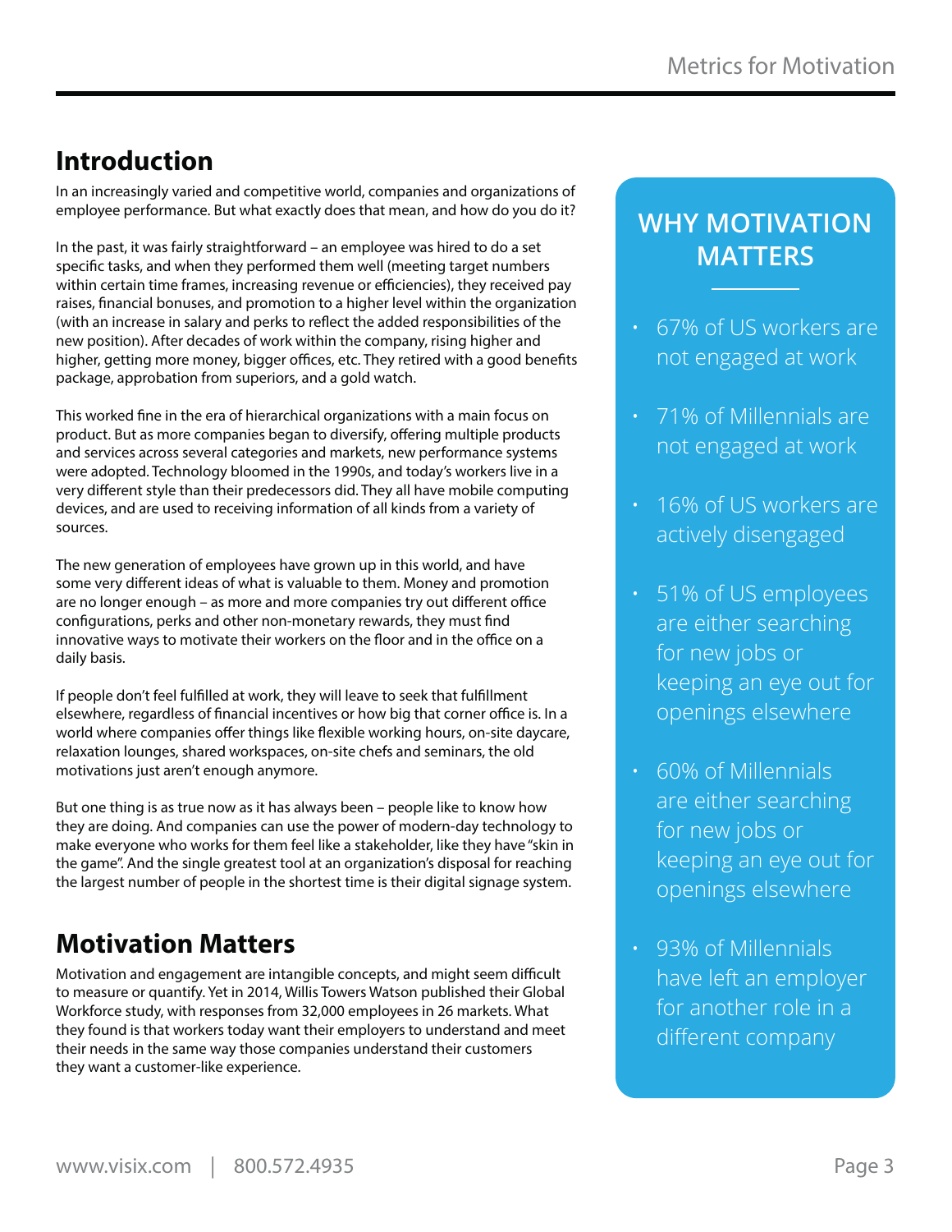## Introduction

In an increasingly varied and competitive world, companies and organizations of employee performance. But what exactly does that mean, and how do you do it?

In the past, it was fairly straightforward – an employee was hired to do a set specific tasks, and when they performed them well (meeting target numbers within certain time frames, increasing revenue or efficiencies), they received pay raises, financial bonuses, and promotion to a higher level within the organization (with an increase in salary and perks to reflect the added responsibilities of the new position). After decades of work within the company, rising higher and higher, getting more money, bigger offices, etc. They retired with a good benefits package, approbation from superiors, and a gold watch.

This worked fine in the era of hierarchical organizations with a main focus on product. But as more companies began to diversify, offering multiple products and services across several categories and markets, new performance systems were adopted. Technology bloomed in the 1990s, and today's workers live in a very different style than their predecessors did. They all have mobile computing devices, and are used to receiving information of all kinds from a variety of sources.

The new generation of employees have grown up in this world, and have some very different ideas of what is valuable to them. Money and promotion are no longer enough – as more and more companies try out different office configurations, perks and other non-monetary rewards, they must find innovative ways to motivate their workers on the floor and in the office on a daily basis.

If people don't feel fulfilled at work, they will leave to seek that fulfillment elsewhere, regardless of financial incentives or how big that corner office is. In a world where companies offer things like flexible working hours, on-site daycare, relaxation lounges, shared workspaces, on-site chefs and seminars, the old motivations just aren't enough anymore.

But one thing is as true now as it has always been – people like to know how they are doing. And companies can use the power of modern-day technology to make everyone who works for them feel like a stakeholder, like they have "skin in the game". And the single greatest tool at an organization's disposal for reaching the largest number of people in the shortest time is their digital signage system.

## Motivation Matters

Motivation and engagement are intangible concepts, and might seem difficult to measure or quantify. Yet in 2014, Willis Towers Watson published their Global Workforce study, with responses from 32,000 employees in 26 markets. What they found is that workers today want their employers to understand and meet their needs in the same way those companies understand their customers they want a customer-like experience.

### WHY MOTIVATION MATTERS

- 67% of US workers are not engaged at work
- 71% of Millennials are not engaged at work
- 16% of US workers are actively disengaged
- 51% of US employees are either searching for new jobs or keeping an eye out for openings elsewhere
- 60% of Millennials are either searching for new jobs or keeping an eye out for openings elsewhere
- 93% of Millennials have left an employer for another role in a different company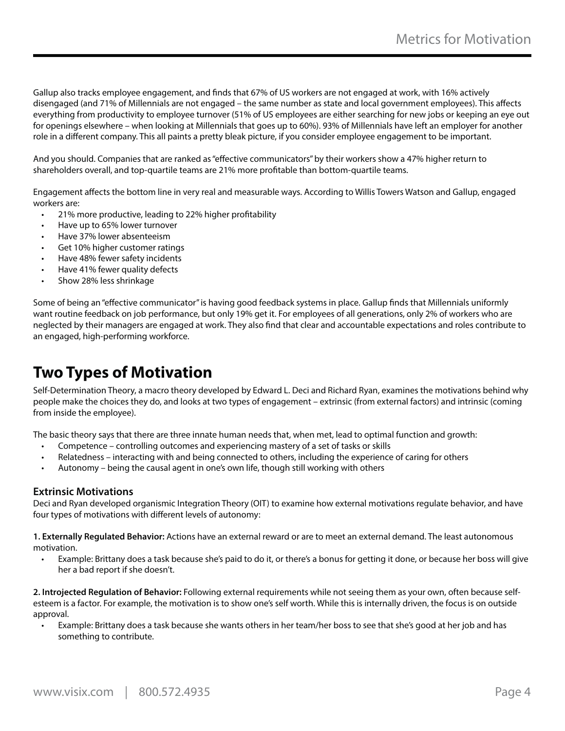Gallup also tracks employee engagement, and finds that 67% of US workers are not engaged at work, with 16% actively disengaged (and 71% of Millennials are not engaged – the same number as state and local government employees). This affects everything from productivity to employee turnover (51% of US employees are either searching for new jobs or keeping an eye out for openings elsewhere – when looking at Millennials that goes up to 60%). 93% of Millennials have left an employer for another role in a different company. This all paints a pretty bleak picture, if you consider employee engagement to be important.

And you should. Companies that are ranked as "effective communicators" by their workers show a 47% higher return to shareholders overall, and top-quartile teams are 21% more profitable than bottom-quartile teams.

Engagement affects the bottom line in very real and measurable ways. According to Willis Towers Watson and Gallup, engaged workers are:

- 21% more productive, leading to 22% higher profitability
- Have up to 65% lower turnover
- Have 37% lower absenteeism
- Get 10% higher customer ratings
- Have 48% fewer safety incidents
- Have 41% fewer quality defects
- Show 28% less shrinkage

Some of being an "effective communicator" is having good feedback systems in place. Gallup finds that Millennials uniformly want routine feedback on job performance, but only 19% get it. For employees of all generations, only 2% of workers who are neglected by their managers are engaged at work. They also find that clear and accountable expectations and roles contribute to an engaged, high-performing workforce.

# Two Types of Motivation

Self-Determination Theory, a macro theory developed by Edward L. Deci and Richard Ryan, examines the motivations behind why people make the choices they do, and looks at two types of engagement – extrinsic (from external factors) and intrinsic (coming from inside the employee).

The basic theory says that there are three innate human needs that, when met, lead to optimal function and growth:

- Competence – controlling outcomes and experiencing mastery of a set of tasks or skills
- Relatedness – interacting with and being connected to others, including the experience of caring for others
- Autonomy – being the causal agent in one's own life, though still working with others

### Extrinsic Motivations

Deci and Ryan developed organismic Integration Theory (OIT) to examine how external motivations regulate behavior, and have four types of motivations with different levels of autonomy:

**1. Externally Regulated Behavior:** Actions have an external reward or are to meet an external demand. The least autonomous motivation.

- Example: Brittany does a task because she's paid to do it, or there's a bonus for getting it done, or because her boss will give her a bad report if she doesn't.

**2. Introjected Regulation of Behavior:** Following external requirements while not seeing them as your own, often because self-esteem is a factor. For example, the motivation is to show one's self worth. While this is internally driven, the focus is on outside approval.

- Example: Brittany does a task because she wants others in her team/her boss to see that she's good at her job and has something to contribute.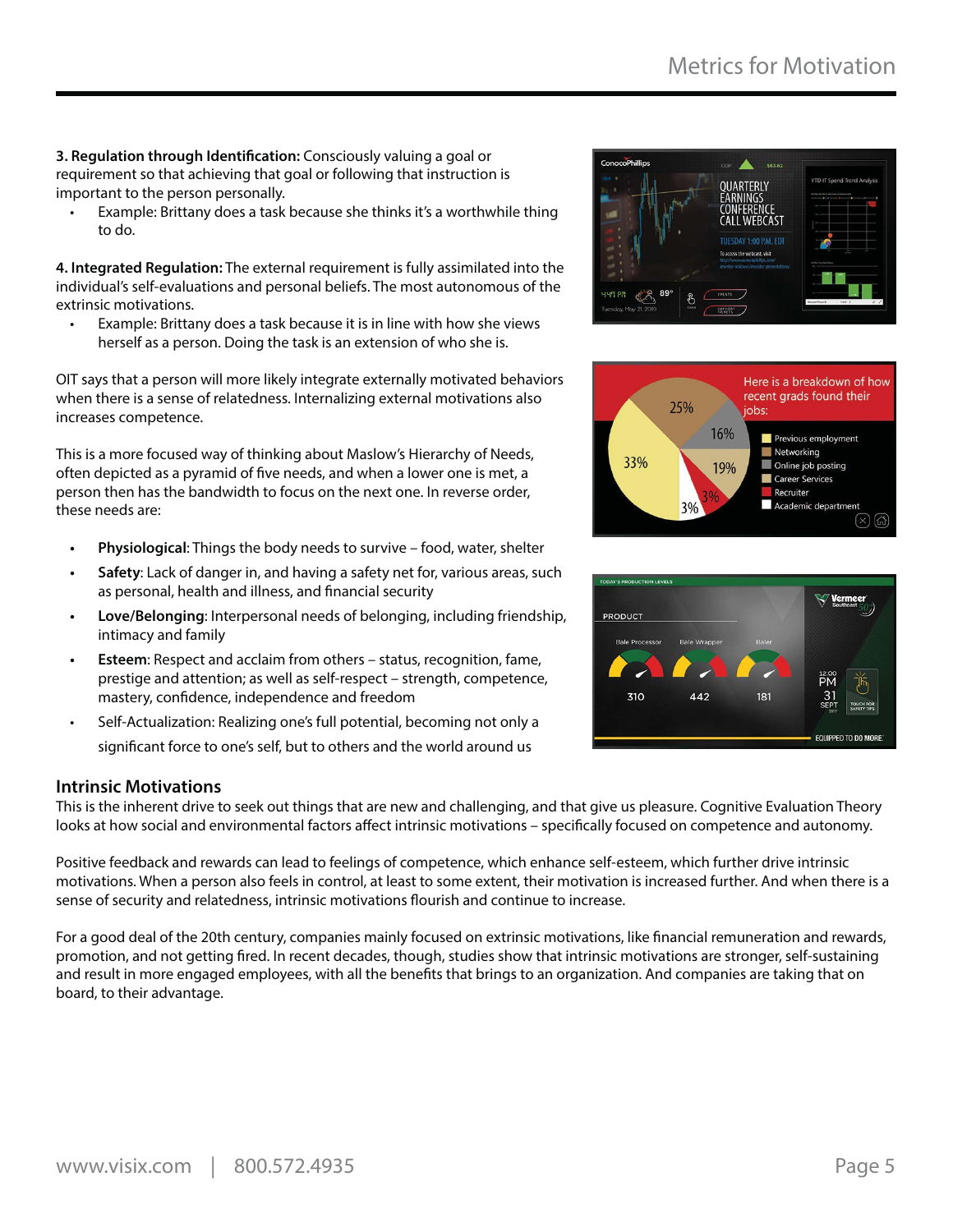**3. Regulation through Identification:** Consciously valuing a goal or requirement so that achieving that goal or following that instruction is important to the person personally.

- Example: Brittany does a task because she thinks it's a worthwhile thing to do.

**4. Integrated Regulation:** The external requirement is fully assimilated into the individual's self-evaluations and personal beliefs. The most autonomous of the extrinsic motivations.

- Example: Brittany does a task because it is in line with how she views herself as a person. Doing the task is an extension of who she is.

OIT says that a person will more likely integrate externally motivated behaviors when there is a sense of relatedness. Internalizing external motivations also increases competence.

This is a more focused way of thinking about Maslow's Hierarchy of Needs, often depicted as a pyramid of five needs, and when a lower one is met, a person then has the bandwidth to focus on the next one. In reverse order, these needs are:

- **Physiological**: Things the body needs to survive – food, water, shelter
- **Safety**: Lack of danger in, and having a safety net for, various areas, such as personal, health and illness, and financial security
- **Love/Belonging**: Interpersonal needs of belonging, including friendship, intimacy and family
- **Esteem**: Respect and acclaim from others – status, recognition, fame, prestige and attention; as well as self-respect – strength, competence, mastery, confidence, independence and freedom
- Self-Actualization: Realizing one's full potential, becoming not only a significant force to one's self, but to others and the world around us

## Intrinsic Motivations

This is the inherent drive to seek out things that are new and challenging, and that give us pleasure. Cognitive Evaluation Theory looks at how social and environmental factors affect intrinsic motivations – specifically focused on competence and autonomy.

Positive feedback and rewards can lead to feelings of competence, which enhance self-esteem, which further drive intrinsic motivations. When a person also feels in control, at least to some extent, their motivation is increased further. And when there is a sense of security and relatedness, intrinsic motivations flourish and continue to increase.

For a good deal of the 20th century, companies mainly focused on extrinsic motivations, like financial remuneration and rewards, promotion, and not getting fired. In recent decades, though, studies show that intrinsic motivations are stronger, self-sustaining and result in more engaged employees, with all the benefits that brings to an organization. And companies are taking that on board, to their advantage.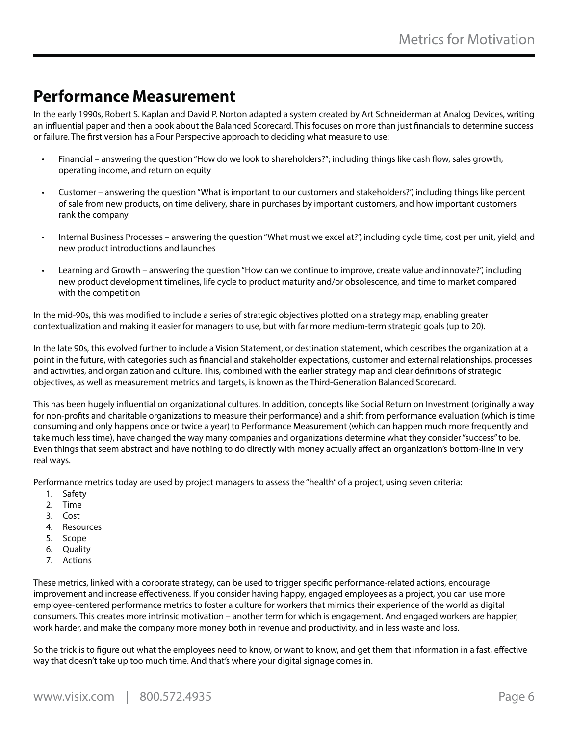## Performance Measurement

In the early 1990s, Robert S. Kaplan and David P. Norton adapted a system created by Art Schneiderman at Analog Devices, writing an influential paper and then a book about the Balanced Scorecard. This focuses on more than just financials to determine success or failure. The first version has a Four Perspective approach to deciding what measure to use:

- Financial – answering the question "How do we look to shareholders?"; including things like cash flow, sales growth, operating income, and return on equity
- Customer – answering the question "What is important to our customers and stakeholders?", including things like percent of sale from new products, on time delivery, share in purchases by important customers, and how important customers rank the company
- Internal Business Processes – answering the question "What must we excel at?", including cycle time, cost per unit, yield, and new product introductions and launches
- Learning and Growth – answering the question "How can we continue to improve, create value and innovate?", including new product development timelines, life cycle to product maturity and/or obsolescence, and time to market compared with the competition

In the mid-90s, this was modified to include a series of strategic objectives plotted on a strategy map, enabling greater contextualization and making it easier for managers to use, but with far more medium-term strategic goals (up to 20).

In the late 90s, this evolved further to include a Vision Statement, or destination statement, which describes the organization at a point in the future, with categories such as financial and stakeholder expectations, customer and external relationships, processes and activities, and organization and culture. This, combined with the earlier strategy map and clear definitions of strategic objectives, as well as measurement metrics and targets, is known as the Third-Generation Balanced Scorecard.

This has been hugely influential on organizational cultures. In addition, concepts like Social Return on Investment (originally a way for non-profits and charitable organizations to measure their performance) and a shift from performance evaluation (which is time consuming and only happens once or twice a year) to Performance Measurement (which can happen much more frequently and take much less time), have changed the way many companies and organizations determine what they consider "success" to be. Even things that seem abstract and have nothing to do directly with money actually affect an organization's bottom-line in very real ways.

Performance metrics today are used by project managers to assess the "health" of a project, using seven criteria:

1. Safety
2. Time
3. Cost
4. Resources
5. Scope
6. Quality
7. Actions

These metrics, linked with a corporate strategy, can be used to trigger specific performance-related actions, encourage improvement and increase effectiveness. If you consider having happy, engaged employees as a project, you can use more employee-centered performance metrics to foster a culture for workers that mimics their experience of the world as digital consumers. This creates more intrinsic motivation – another term for which is engagement. And engaged workers are happier, work harder, and make the company more money both in revenue and productivity, and in less waste and loss.

So the trick is to figure out what the employees need to know, or want to know, and get them that information in a fast, effective way that doesn't take up too much time. And that's where your digital signage comes in.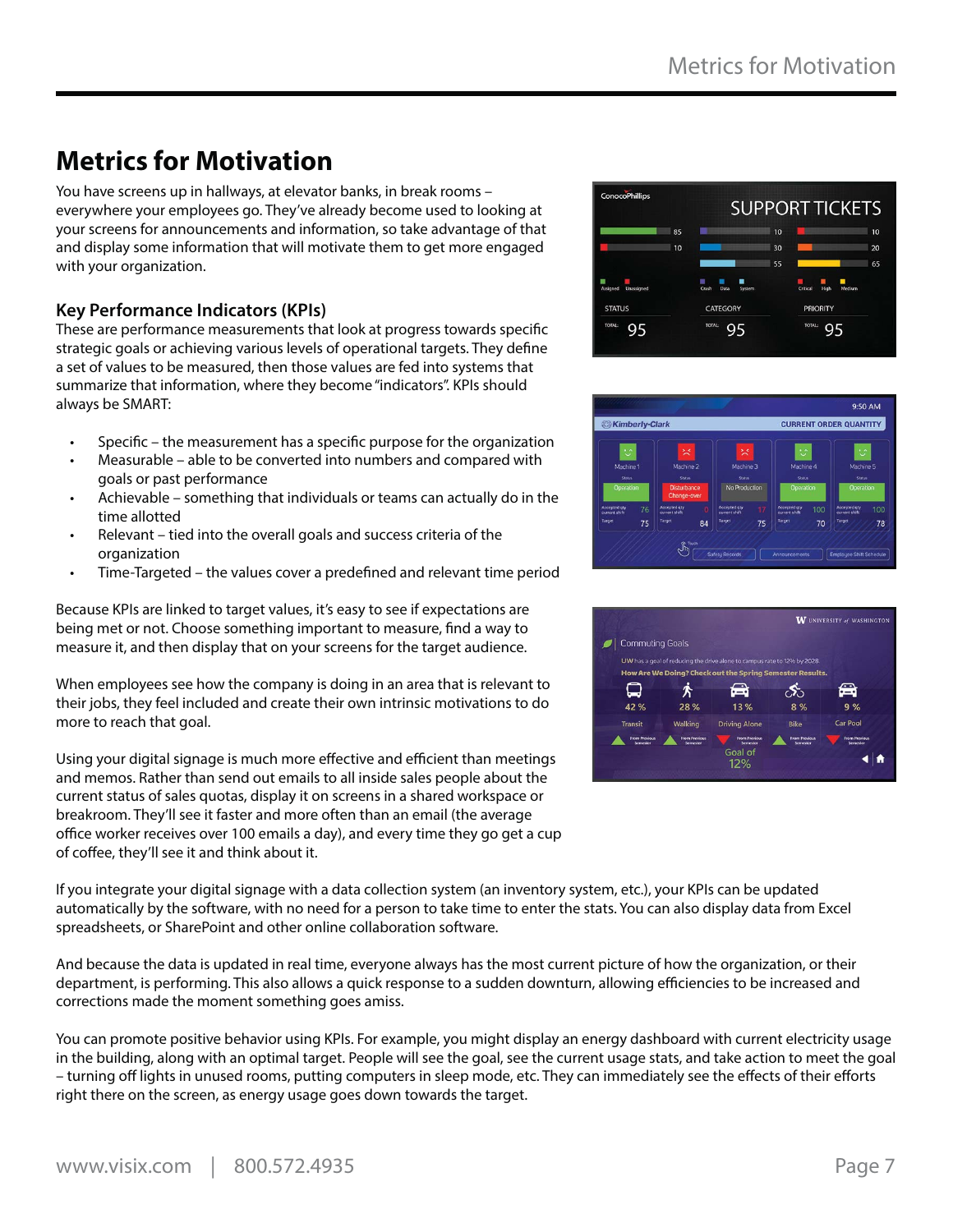# Metrics for Motivation

You have screens up in hallways, at elevator banks, in break rooms – everywhere your employees go. They've already become used to looking at your screens for announcements and information, so take advantage of that and display some information that will motivate them to get more engaged with your organization.

## Key Performance Indicators (KPIs)

These are performance measurements that look at progress towards specific strategic goals or achieving various levels of operational targets. They define a set of values to be measured, then those values are fed into systems that summarize that information, where they become "indicators". KPIs should always be SMART:

- Specific – the measurement has a specific purpose for the organization
- Measurable – able to be converted into numbers and compared with goals or past performance
- Achievable – something that individuals or teams can actually do in the time allotted
- Relevant – tied into the overall goals and success criteria of the organization
- Time-Targeted – the values cover a predefined and relevant time period

Because KPIs are linked to target values, it's easy to see if expectations are being met or not. Choose something important to measure, find a way to measure it, and then display that on your screens for the target audience.

When employees see how the company is doing in an area that is relevant to their jobs, they feel included and create their own intrinsic motivations to do more to reach that goal.

Using your digital signage is much more effective and efficient than meetings and memos. Rather than send out emails to all inside sales people about the current status of sales quotas, display it on screens in a shared workspace or breakroom. They'll see it faster and more often than an email (the average office worker receives over 100 emails a day), and every time they go get a cup of coffee, they'll see it and think about it.

If you integrate your digital signage with a data collection system (an inventory system, etc.), your KPIs can be updated automatically by the software, with no need for a person to take time to enter the stats. You can also display data from Excel spreadsheets, or SharePoint and other online collaboration software.

And because the data is updated in real time, everyone always has the most current picture of how the organization, or their department, is performing. This also allows a quick response to a sudden downturn, allowing efficiencies to be increased and corrections made the moment something goes amiss.

You can promote positive behavior using KPIs. For example, you might display an energy dashboard with current electricity usage in the building, along with an optimal target. People will see the goal, see the current usage stats, and take action to meet the goal – turning off lights in unused rooms, putting computers in sleep mode, etc. They can immediately see the effects of their efforts right there on the screen, as energy usage goes down towards the target.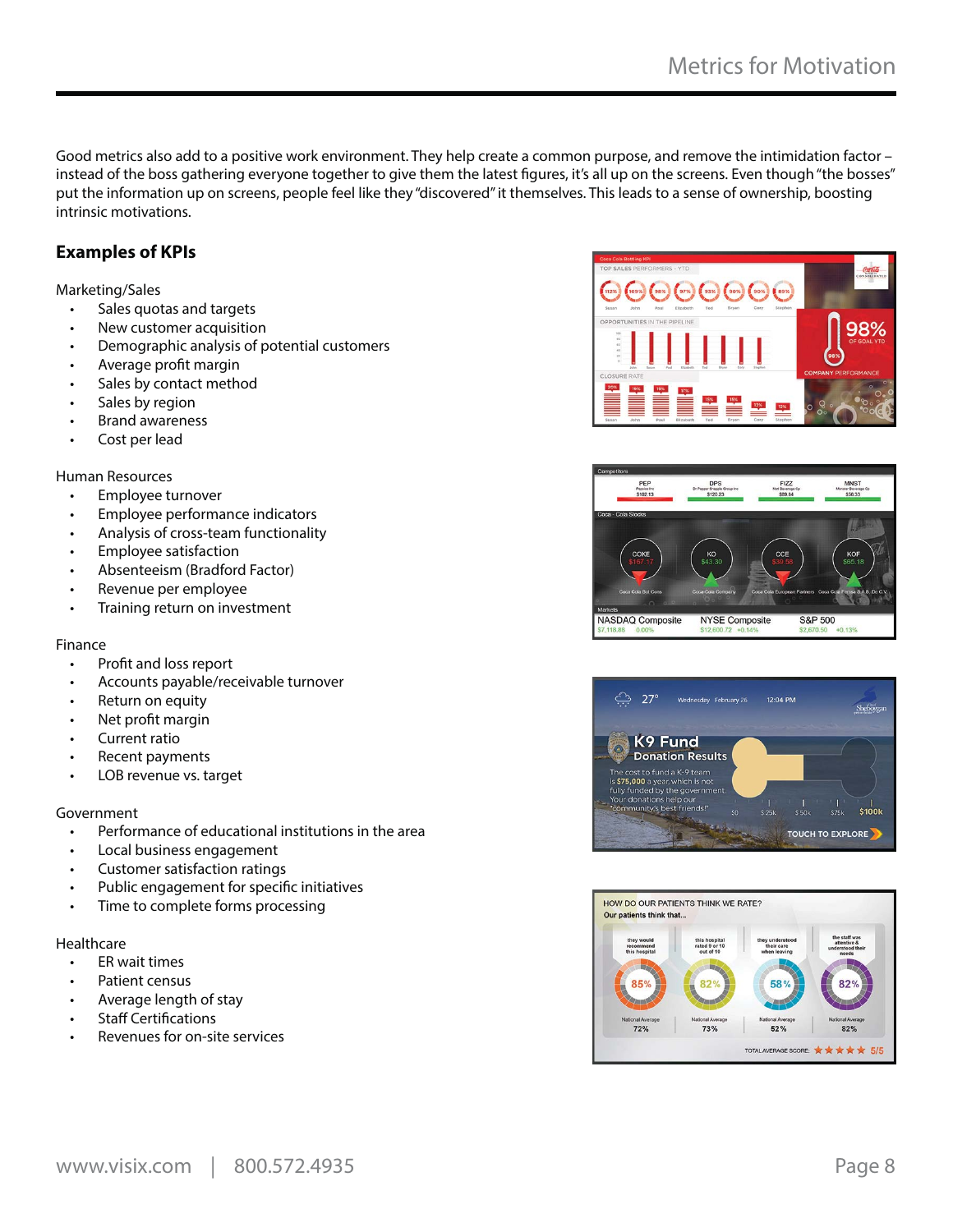Good metrics also add to a positive work environment. They help create a common purpose, and remove the intimidation factor – instead of the boss gathering everyone together to give them the latest figures, it's all up on the screens. Even though "the bosses" put the information up on screens, people feel like they "discovered" it themselves. This leads to a sense of ownership, boosting intrinsic motivations.

## Examples of KPIs

Marketing/Sales

- Sales quotas and targets
- New customer acquisition
- Demographic analysis of potential customers
- Average profit margin
- Sales by contact method
- Sales by region
- Brand awareness
- Cost per lead

Human Resources

- Employee turnover
- Employee performance indicators
- Analysis of cross-team functionality
- Employee satisfaction
- Absenteeism (Bradford Factor)
- Revenue per employee
- Training return on investment

Finance

- Profit and loss report
- Accounts payable/receivable turnover
- Return on equity
- Net profit margin
- Current ratio
- Recent payments
- LOB revenue vs. target

Government

- Performance of educational institutions in the area
- Local business engagement
- Customer satisfaction ratings
- Public engagement for specific initiatives
- Time to complete forms processing

Healthcare

- ER wait times
- Patient census
- Average length of stay
- Staff Certifications
- Revenues for on-site services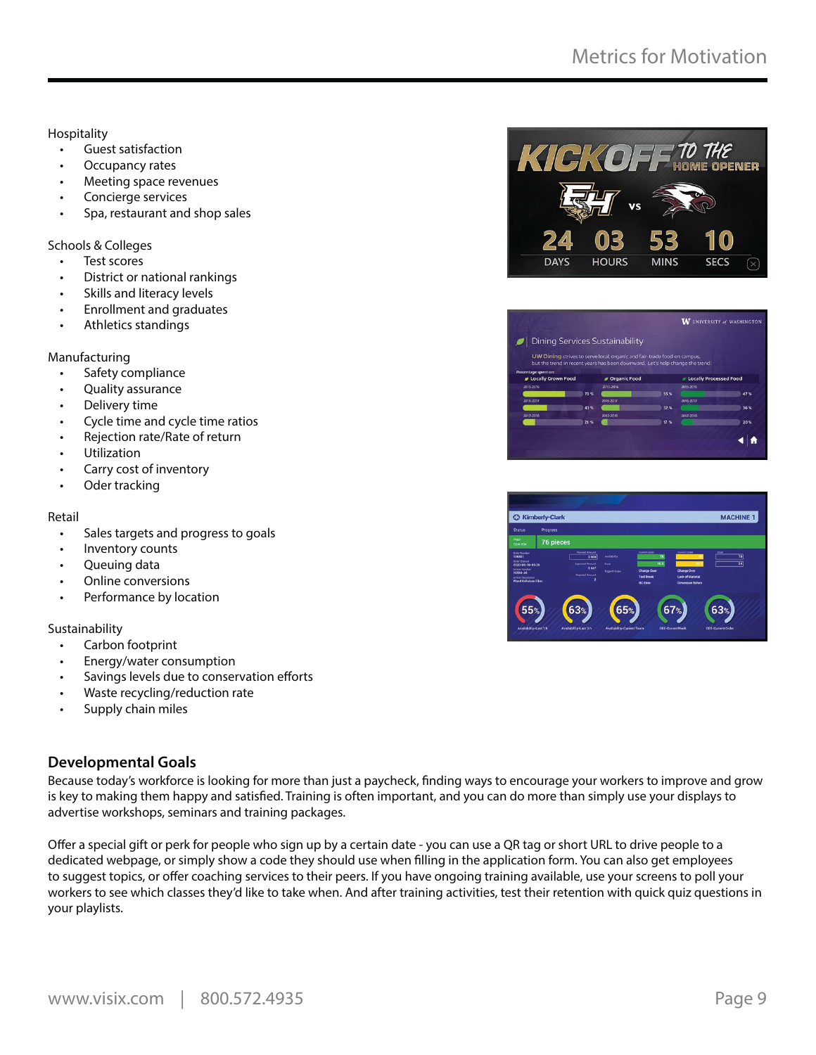Hospitality

- Guest satisfaction
- Occupancy rates
- Meeting space revenues
- Concierge services
- Spa, restaurant and shop sales

Schools & Colleges

- Test scores
- District or national rankings
- Skills and literacy levels
- Enrollment and graduates
- Athletics standings

Manufacturing

- Safety compliance
- Quality assurance
- Delivery time
- Cycle time and cycle time ratios
- Rejection rate/Rate of return
- Utilization
- Carry cost of inventory
- Oder tracking

Retail

- Sales targets and progress to goals
- Inventory counts
- Queuing data
- Online conversions
- Performance by location

Sustainability

- Carbon footprint
- Energy/water consumption
- Savings levels due to conservation efforts
- Waste recycling/reduction rate
- Supply chain miles

## Developmental Goals

Because today's workforce is looking for more than just a paycheck, finding ways to encourage your workers to improve and grow is key to making them happy and satisfied. Training is often important, and you can do more than simply use your displays to advertise workshops, seminars and training packages.

Offer a special gift or perk for people who sign up by a certain date - you can use a QR tag or short URL to drive people to a dedicated webpage, or simply show a code they should use when filling in the application form. You can also get employees to suggest topics, or offer coaching services to their peers. If you have ongoing training available, use your screens to poll your workers to see which classes they'd like to take when. And after training activities, test their retention with quick quiz questions in your playlists.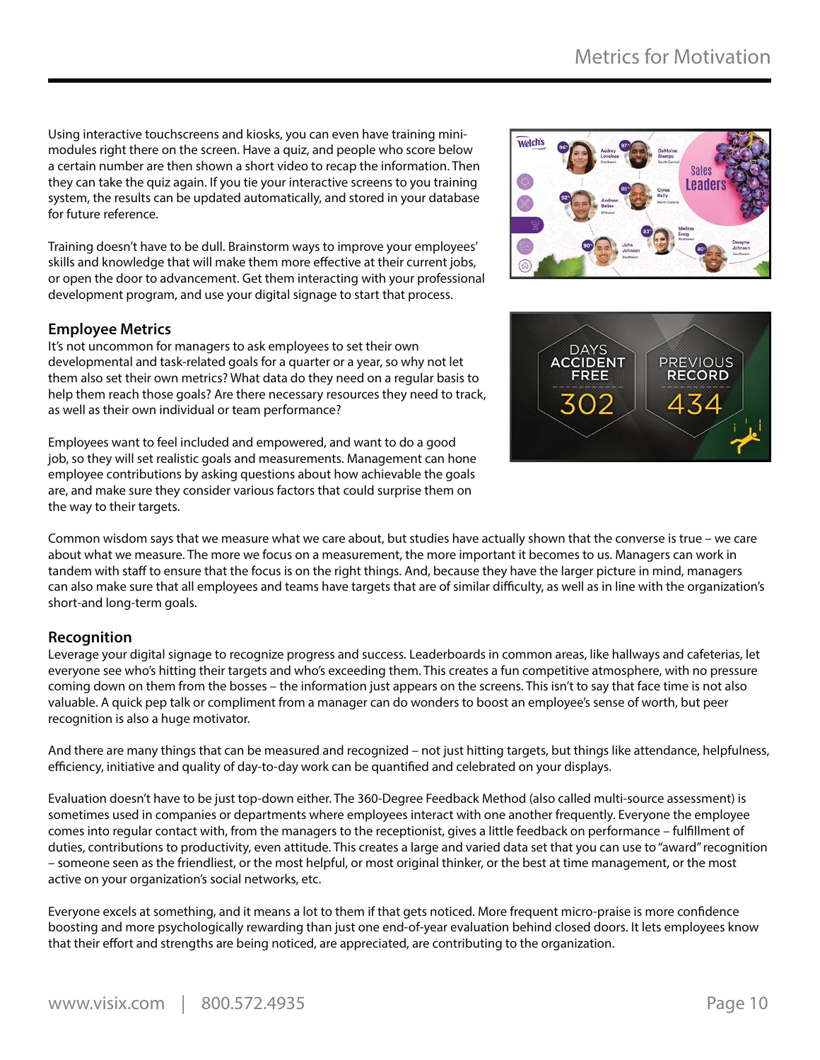Using interactive touchscreens and kiosks, you can even have training mini-modules right there on the screen. Have a quiz, and people who score below a certain number are then shown a short video to recap the information. Then they can take the quiz again. If you tie your interactive screens to you training system, the results can be updated automatically, and stored in your database for future reference.

Training doesn't have to be dull. Brainstorm ways to improve your employees' skills and knowledge that will make them more effective at their current jobs, or open the door to advancement. Get them interacting with your professional development program, and use your digital signage to start that process.

## Employee Metrics

It's not uncommon for managers to ask employees to set their own developmental and task-related goals for a quarter or a year, so why not let them also set their own metrics? What data do they need on a regular basis to help them reach those goals? Are there necessary resources they need to track, as well as their own individual or team performance?

Employees want to feel included and empowered, and want to do a good job, so they will set realistic goals and measurements. Management can hone employee contributions by asking questions about how achievable the goals are, and make sure they consider various factors that could surprise them on the way to their targets.

Common wisdom says that we measure what we care about, but studies have actually shown that the converse is true – we care about what we measure. The more we focus on a measurement, the more important it becomes to us. Managers can work in tandem with staff to ensure that the focus is on the right things. And, because they have the larger picture in mind, managers can also make sure that all employees and teams have targets that are of similar difficulty, as well as in line with the organization's short-and long-term goals.

## Recognition

Leverage your digital signage to recognize progress and success. Leaderboards in common areas, like hallways and cafeterias, let everyone see who's hitting their targets and who's exceeding them. This creates a fun competitive atmosphere, with no pressure coming down on them from the bosses – the information just appears on the screens. This isn't to say that face time is not also valuable. A quick pep talk or compliment from a manager can do wonders to boost an employee's sense of worth, but peer recognition is also a huge motivator.

And there are many things that can be measured and recognized – not just hitting targets, but things like attendance, helpfulness, efficiency, initiative and quality of day-to-day work can be quantified and celebrated on your displays.

Evaluation doesn't have to be just top-down either. The 360-Degree Feedback Method (also called multi-source assessment) is sometimes used in companies or departments where employees interact with one another frequently. Everyone the employee comes into regular contact with, from the managers to the receptionist, gives a little feedback on performance – fulfillment of duties, contributions to productivity, even attitude. This creates a large and varied data set that you can use to "award" recognition – someone seen as the friendliest, or the most helpful, or most original thinker, or the best at time management, or the most active on your organization's social networks, etc.

Everyone excels at something, and it means a lot to them if that gets noticed. More frequent micro-praise is more confidence boosting and more psychologically rewarding than just one end-of-year evaluation behind closed doors. It lets employees know that their effort and strengths are being noticed, are appreciated, are contributing to the organization.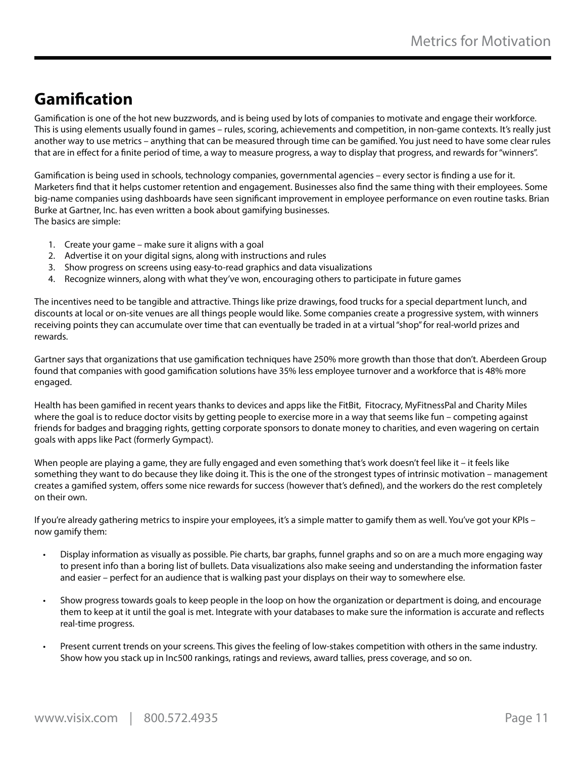## Gamification

Gamification is one of the hot new buzzwords, and is being used by lots of companies to motivate and engage their workforce. This is using elements usually found in games – rules, scoring, achievements and competition, in non-game contexts. It's really just another way to use metrics – anything that can be measured through time can be gamified. You just need to have some clear rules that are in effect for a finite period of time, a way to measure progress, a way to display that progress, and rewards for "winners".

Gamification is being used in schools, technology companies, governmental agencies – every sector is finding a use for it. Marketers find that it helps customer retention and engagement. Businesses also find the same thing with their employees. Some big-name companies using dashboards have seen significant improvement in employee performance on even routine tasks. Brian Burke at Gartner, Inc. has even written a book about gamifying businesses.
The basics are simple:

1. Create your game – make sure it aligns with a goal
2. Advertise it on your digital signs, along with instructions and rules
3. Show progress on screens using easy-to-read graphics and data visualizations
4. Recognize winners, along with what they've won, encouraging others to participate in future games

The incentives need to be tangible and attractive. Things like prize drawings, food trucks for a special department lunch, and discounts at local or on-site venues are all things people would like. Some companies create a progressive system, with winners receiving points they can accumulate over time that can eventually be traded in at a virtual "shop" for real-world prizes and rewards.

Gartner says that organizations that use gamification techniques have 250% more growth than those that don't. Aberdeen Group found that companies with good gamification solutions have 35% less employee turnover and a workforce that is 48% more engaged.

Health has been gamified in recent years thanks to devices and apps like the FitBit, Fitocracy, MyFitnessPal and Charity Miles where the goal is to reduce doctor visits by getting people to exercise more in a way that seems like fun – competing against friends for badges and bragging rights, getting corporate sponsors to donate money to charities, and even wagering on certain goals with apps like Pact (formerly Gympact).

When people are playing a game, they are fully engaged and even something that's work doesn't feel like it – it feels like something they want to do because they like doing it. This is the one of the strongest types of intrinsic motivation – management creates a gamified system, offers some nice rewards for success (however that's defined), and the workers do the rest completely on their own.

If you're already gathering metrics to inspire your employees, it's a simple matter to gamify them as well. You've got your KPIs – now gamify them:

- Display information as visually as possible. Pie charts, bar graphs, funnel graphs and so on are a much more engaging way to present info than a boring list of bullets. Data visualizations also make seeing and understanding the information faster and easier – perfect for an audience that is walking past your displays on their way to somewhere else.

- Show progress towards goals to keep people in the loop on how the organization or department is doing, and encourage them to keep at it until the goal is met. Integrate with your databases to make sure the information is accurate and reflects real-time progress.

- Present current trends on your screens. This gives the feeling of low-stakes competition with others in the same industry. Show how you stack up in Inc500 rankings, ratings and reviews, award tallies, press coverage, and so on.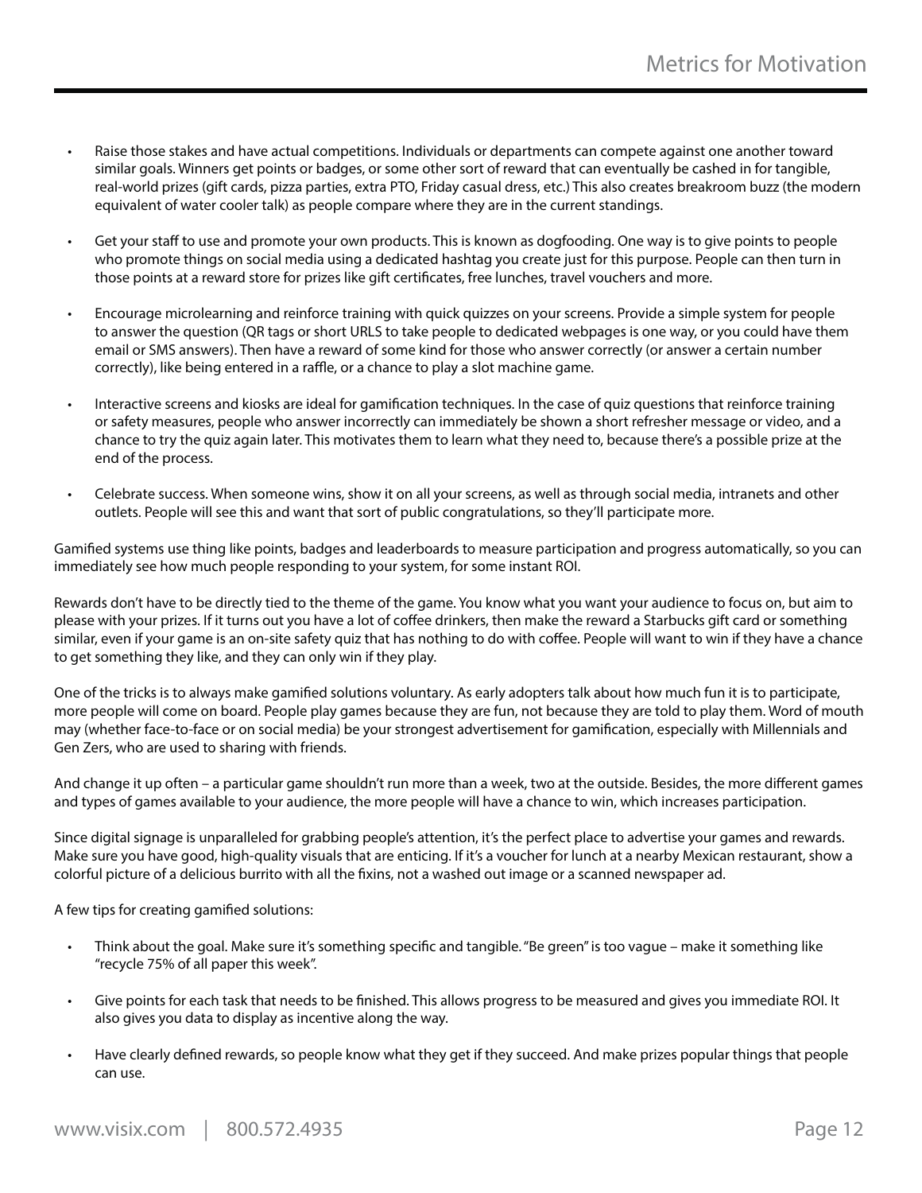- Raise those stakes and have actual competitions. Individuals or departments can compete against one another toward similar goals. Winners get points or badges, or some other sort of reward that can eventually be cashed in for tangible, real-world prizes (gift cards, pizza parties, extra PTO, Friday casual dress, etc.) This also creates breakroom buzz (the modern equivalent of water cooler talk) as people compare where they are in the current standings.

- Get your staff to use and promote your own products. This is known as dogfooding. One way is to give points to people who promote things on social media using a dedicated hashtag you create just for this purpose. People can then turn in those points at a reward store for prizes like gift certificates, free lunches, travel vouchers and more.

- Encourage microlearning and reinforce training with quick quizzes on your screens. Provide a simple system for people to answer the question (QR tags or short URLS to take people to dedicated webpages is one way, or you could have them email or SMS answers). Then have a reward of some kind for those who answer correctly (or answer a certain number correctly), like being entered in a raffle, or a chance to play a slot machine game.

- Interactive screens and kiosks are ideal for gamification techniques. In the case of quiz questions that reinforce training or safety measures, people who answer incorrectly can immediately be shown a short refresher message or video, and a chance to try the quiz again later. This motivates them to learn what they need to, because there's a possible prize at the end of the process.

- Celebrate success. When someone wins, show it on all your screens, as well as through social media, intranets and other outlets. People will see this and want that sort of public congratulations, so they'll participate more.

Gamified systems use thing like points, badges and leaderboards to measure participation and progress automatically, so you can immediately see how much people responding to your system, for some instant ROI.

Rewards don't have to be directly tied to the theme of the game. You know what you want your audience to focus on, but aim to please with your prizes. If it turns out you have a lot of coffee drinkers, then make the reward a Starbucks gift card or something similar, even if your game is an on-site safety quiz that has nothing to do with coffee. People will want to win if they have a chance to get something they like, and they can only win if they play.

One of the tricks is to always make gamified solutions voluntary. As early adopters talk about how much fun it is to participate, more people will come on board. People play games because they are fun, not because they are told to play them. Word of mouth may (whether face-to-face or on social media) be your strongest advertisement for gamification, especially with Millennials and Gen Zers, who are used to sharing with friends.

And change it up often – a particular game shouldn't run more than a week, two at the outside. Besides, the more different games and types of games available to your audience, the more people will have a chance to win, which increases participation.

Since digital signage is unparalleled for grabbing people's attention, it's the perfect place to advertise your games and rewards. Make sure you have good, high-quality visuals that are enticing. If it's a voucher for lunch at a nearby Mexican restaurant, show a colorful picture of a delicious burrito with all the fixins, not a washed out image or a scanned newspaper ad.

A few tips for creating gamified solutions:

- Think about the goal. Make sure it's something specific and tangible. "Be green" is too vague – make it something like "recycle 75% of all paper this week".

- Give points for each task that needs to be finished. This allows progress to be measured and gives you immediate ROI. It also gives you data to display as incentive along the way.

- Have clearly defined rewards, so people know what they get if they succeed. And make prizes popular things that people can use.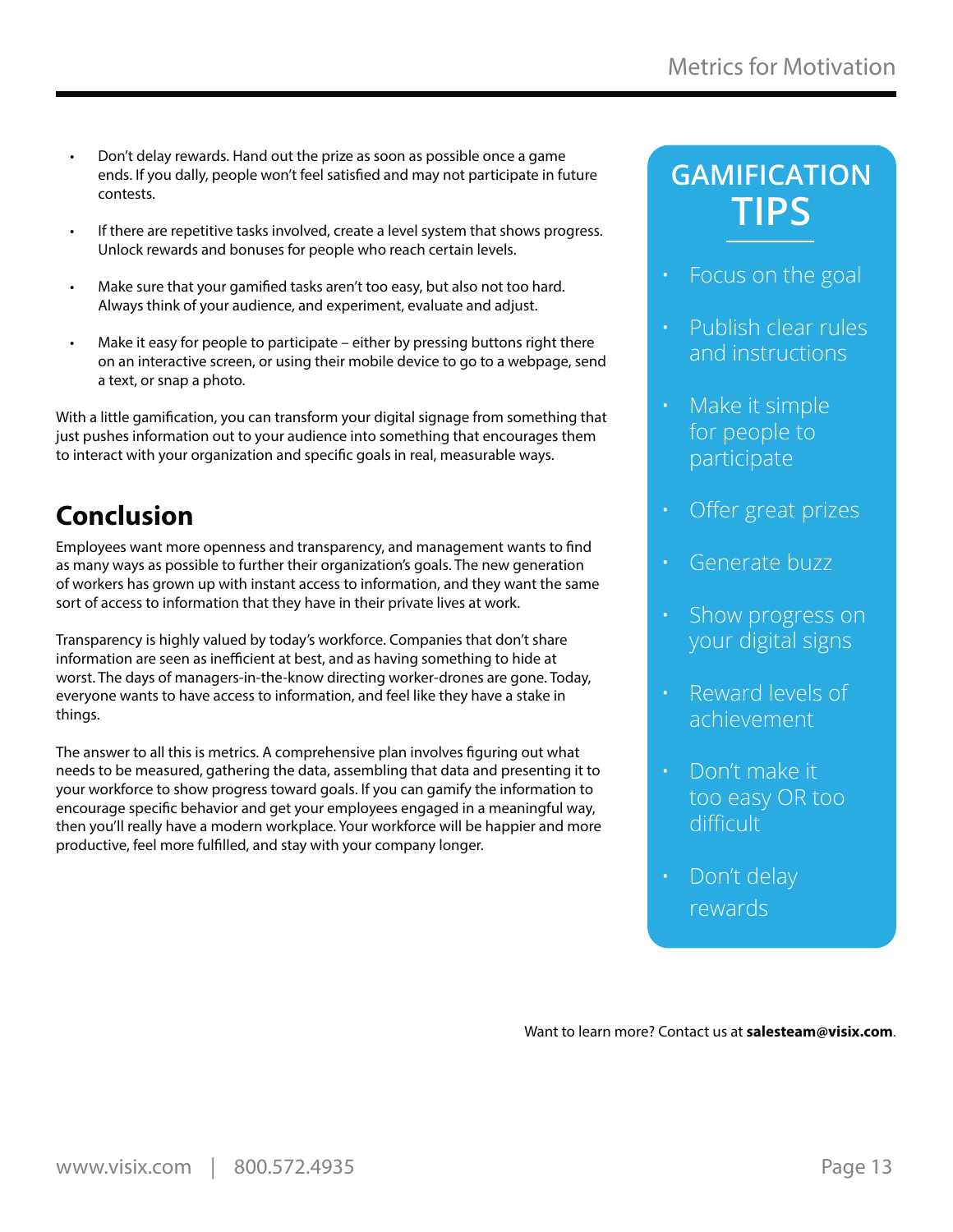- Don't delay rewards. Hand out the prize as soon as possible once a game ends. If you dally, people won't feel satisfied and may not participate in future contests.
- If there are repetitive tasks involved, create a level system that shows progress. Unlock rewards and bonuses for people who reach certain levels.
- Make sure that your gamified tasks aren't too easy, but also not too hard. Always think of your audience, and experiment, evaluate and adjust.
- Make it easy for people to participate – either by pressing buttons right there on an interactive screen, or using their mobile device to go to a webpage, send a text, or snap a photo.

With a little gamification, you can transform your digital signage from something that just pushes information out to your audience into something that encourages them to interact with your organization and specific goals in real, measurable ways.

## Conclusion

Employees want more openness and transparency, and management wants to find as many ways as possible to further their organization's goals. The new generation of workers has grown up with instant access to information, and they want the same sort of access to information that they have in their private lives at work.

Transparency is highly valued by today's workforce. Companies that don't share information are seen as inefficient at best, and as having something to hide at worst. The days of managers-in-the-know directing worker-drones are gone. Today, everyone wants to have access to information, and feel like they have a stake in things.

The answer to all this is metrics. A comprehensive plan involves figuring out what needs to be measured, gathering the data, assembling that data and presenting it to your workforce to show progress toward goals. If you can gamify the information to encourage specific behavior and get your employees engaged in a meaningful way, then you'll really have a modern workplace. Your workforce will be happier and more productive, feel more fulfilled, and stay with your company longer.

### GAMIFICATION TIPS

- Focus on the goal
- Publish clear rules and instructions
- Make it simple for people to participate
- Offer great prizes
- Generate buzz
- Show progress on your digital signs
- Reward levels of achievement
- Don't make it too easy OR too difficult
- Don't delay rewards

Want to learn more? Contact us at **salesteam@visix.com**.